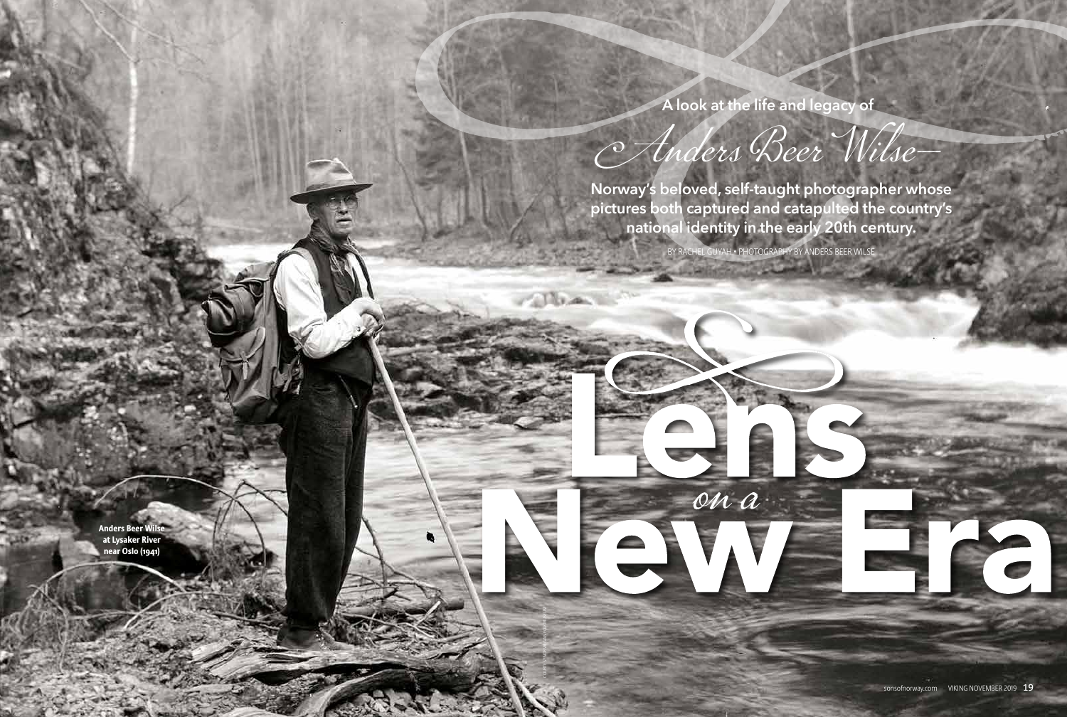A look at the life and legacy of

# *Anders Beer Wilse*—

**Norway's beloved, self-taught photographer whose pictures both captured and catapulted the country's national identity in the early 20th century.**

BY RACHEL GUYAH • PHOTOGRAPHY BY ANDERS BEER WILSE

# Lens *on a* New Era

**Anders Beer Wilse at Lysaker River near Oslo (1941)**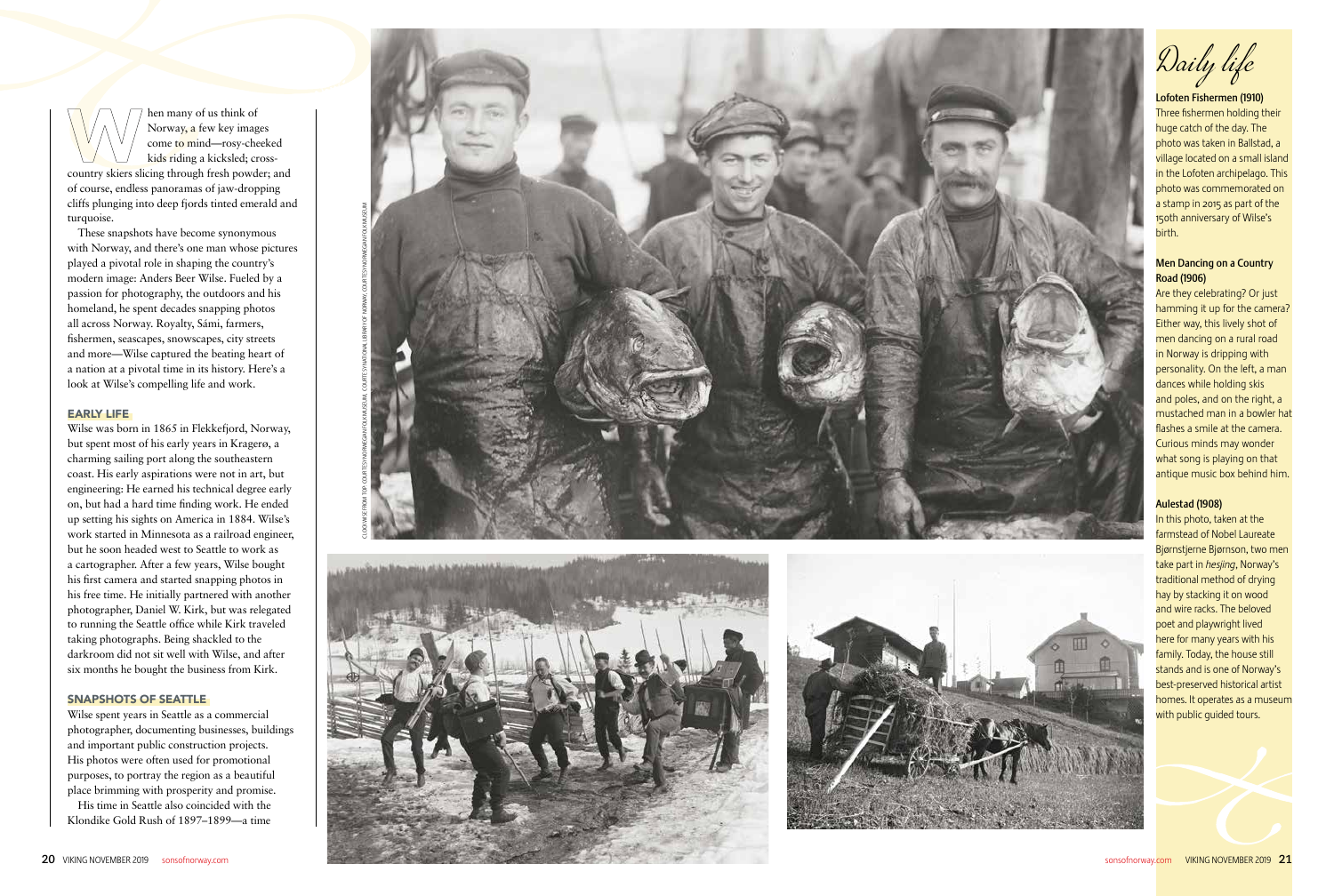When many of us think of Norway, a few key images come to mind—rosy-cheeked kids riding a kicksled; cross-country skiers slicing through fresh powder; and of course, endless panoramas of jaw-dropping cliffs plunging into deep fjords tinted emerald and turquoise.

These snapshots have become synonymous with Norway, and there's one man whose pictures played a pivotal role in shaping the country's modern image: Anders Beer Wilse. Fueled by a passion for photography, the outdoors and his homeland, he spent decades snapping photos all across Norway. Royalty, Sámi, farmers, fishermen, seascapes, snowscapes, city streets and more—Wilse captured the beating heart of a nation at a pivotal time in its history. Here's a look at Wilse's compelling life and work.

## EARLY LIFE

Wilse was born in 1865 in Flekkefjord, Norway, but spent most of his early years in Kragerø, a charming sailing port along the southeastern coast. His early aspirations were not in art, but engineering: He earned his technical degree early on, but had a hard time finding work. He ended up setting his sights on America in 1884. Wilse's work started in Minnesota as a railroad engineer, but he soon headed west to Seattle to work as a cartographer. After a few years, Wilse bought his first camera and started snapping photos in his free time. He initially partnered with another photographer, Daniel W. Kirk, but was relegated to running the Seattle office while Kirk traveled taking photographs. Being shackled to the darkroom did not sit well with Wilse, and after six months he bought the business from Kirk.

## SNAPSHOTS OF SEATTLE

Wilse spent years in Seattle as a commercial photographer, documenting businesses, buildings and important public construction projects. His photos were often used for promotional purposes, to portray the region as a beautiful place brimming with prosperity and promise.

His time in Seattle also coincided with the Klondike Gold Rush of 1897–1899—a time

CLOCKWISE FROM TOP: COURTESY NORWEGIAN FOLK MUSEUM; COURTESY NATIONAL LIBRARY OF NORWAY; COURTESY NORWEGIAN FOLK MUSEUM

## *Daily life*

**Lofoten Fishermen (1910)**
Three fishermen holding their huge catch of the day. The photo was taken in Ballstad, a village located on a small island in the Lofoten archipelago. This photo was commemorated on a stamp in 2015 as part of the 150th anniversary of Wilse's birth.

**Men Dancing on a Country Road (1906)**
Are they celebrating? Or just hamming it up for the camera? Either way, this lively shot of men dancing on a rural road in Norway is dripping with personality. On the left, a man dances while holding skis and poles, and on the right, a mustached man in a bowler hat flashes a smile at the camera. Curious minds may wonder what song is playing on that antique music box behind him.

**Aulestad (1908)**
In this photo, taken at the farmstead of Nobel Laureate Bjørnstjerne Bjørnson, two men take part in *hesjing*, Norway's traditional method of drying hay by stacking it on wood and wire racks. The beloved poet and playwright lived here for many years with his family. Today, the house still stands and is one of Norway's best-preserved historical artist homes. It operates as a museum with public guided tours.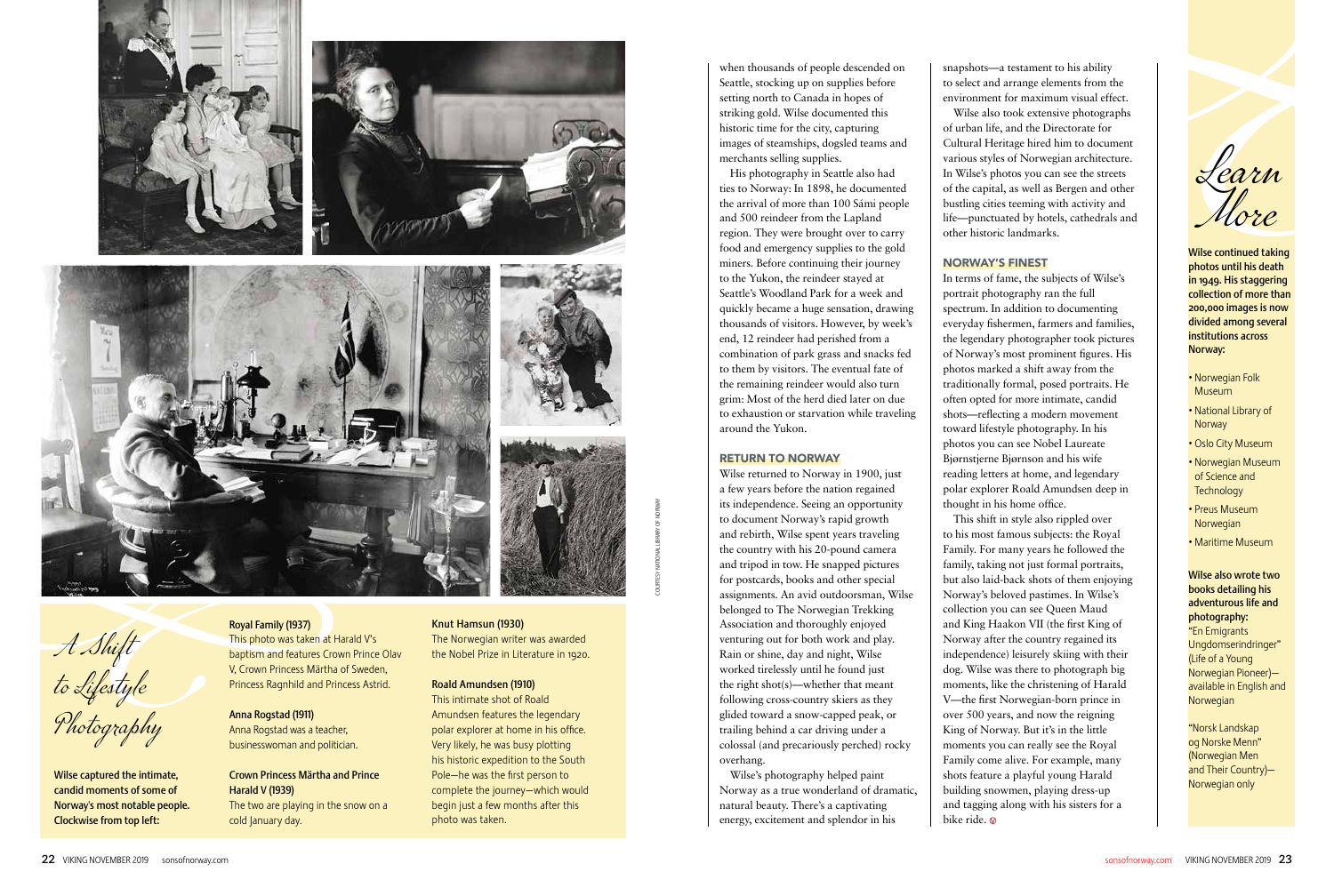# A Shift to Lifestyle Photography

**Wilse captured the intimate, candid moments of some of Norway's most notable people. Clockwise from top left:**

**Royal Family (1937)**
This photo was taken at Harald V's baptism and features Crown Prince Olav V, Crown Princess Märtha of Sweden, Princess Ragnhild and Princess Astrid.

**Anna Rogstad (1911)**
Anna Rogstad was a teacher, businesswoman and politician.

**Crown Princess Märtha and Prince Harald V (1939)**
The two are playing in the snow on a cold January day.

**Knut Hamsun (1930)**
The Norwegian writer was awarded the Nobel Prize in Literature in 1920.

**Roald Amundsen (1910)**
This intimate shot of Roald Amundsen features the legendary polar explorer at home in his office. Very likely, he was busy plotting his historic expedition to the South Pole—he was the first person to complete the journey—which would begin just a few months after this photo was taken.

COURTESY NATIONAL LIBRARY OF NORWAY

when thousands of people descended on Seattle, stocking up on supplies before setting north to Canada in hopes of striking gold. Wilse documented this historic time for the city, capturing images of steamships, dogsled teams and merchants selling supplies.

His photography in Seattle also had ties to Norway: In 1898, he documented the arrival of more than 100 Sámi people and 500 reindeer from the Lapland region. They were brought over to carry food and emergency supplies to the gold miners. Before continuing their journey to the Yukon, the reindeer stayed at Seattle's Woodland Park for a week and quickly became a huge sensation, drawing thousands of visitors. However, by week's end, 12 reindeer had perished from a combination of park grass and snacks fed to them by visitors. The eventual fate of the remaining reindeer would also turn grim: Most of the herd died later on due to exhaustion or starvation while traveling around the Yukon.

## RETURN TO NORWAY

Wilse returned to Norway in 1900, just a few years before the nation regained its independence. Seeing an opportunity to document Norway's rapid growth and rebirth, Wilse spent years traveling the country with his 20-pound camera and tripod in tow. He snapped pictures for postcards, books and other special assignments. An avid outdoorsman, Wilse belonged to The Norwegian Trekking Association and thoroughly enjoyed venturing out for both work and play. Rain or shine, day and night, Wilse worked tirelessly until he found just the right shot(s)—whether that meant following cross-country skiers as they glided toward a snow-capped peak, or trailing behind a car driving under a colossal (and precariously perched) rocky overhang.

Wilse's photography helped paint Norway as a true wonderland of dramatic, natural beauty. There's a captivating energy, excitement and splendor in his snapshots—a testament to his ability to select and arrange elements from the environment for maximum visual effect.

Wilse also took extensive photographs of urban life, and the Directorate for Cultural Heritage hired him to document various styles of Norwegian architecture. In Wilse's photos you can see the streets of the capital, as well as Bergen and other bustling cities teeming with activity and life—punctuated by hotels, cathedrals and other historic landmarks.

## NORWAY'S FINEST

In terms of fame, the subjects of Wilse's portrait photography ran the full spectrum. In addition to documenting everyday fishermen, farmers and families, the legendary photographer took pictures of Norway's most prominent figures. His photos marked a shift away from the traditionally formal, posed portraits. He often opted for more intimate, candid shots—reflecting a modern movement toward lifestyle photography. In his photos you can see Nobel Laureate Bjørnstjerne Bjørnson and his wife reading letters at home, and legendary polar explorer Roald Amundsen deep in thought in his home office.

This shift in style also rippled over to his most famous subjects: the Royal Family. For many years he followed the family, taking not just formal portraits, but also laid-back shots of them enjoying Norway's beloved pastimes. In Wilse's collection you can see Queen Maud and King Haakon VII (the first King of Norway after the country regained its independence) leisurely skiing with their dog. Wilse was there to photograph big moments, like the christening of Harald V—the first Norwegian-born prince in over 500 years, and now the reigning King of Norway. But it's in the little moments you can really see the Royal Family come alive. For example, many shots feature a playful young Harald building snowmen, playing dress-up and tagging along with his sisters for a bike ride.

# Learn More

**Wilse continued taking photos until his death in 1949. His staggering collection of more than 200,000 images is now divided among several institutions across Norway:**

- Norwegian Folk Museum
- National Library of Norway
- Oslo City Museum
- Norwegian Museum of Science and Technology
- Preus Museum Norwegian
- Maritime Museum

**Wilse also wrote two books detailing his adventurous life and photography:**

"En Emigrants Ungdomserindringer" (Life of a Young Norwegian Pioneer)—available in English and Norwegian

"Norsk Landskap og Norske Menn" (Norwegian Men and Their Country)—Norwegian only